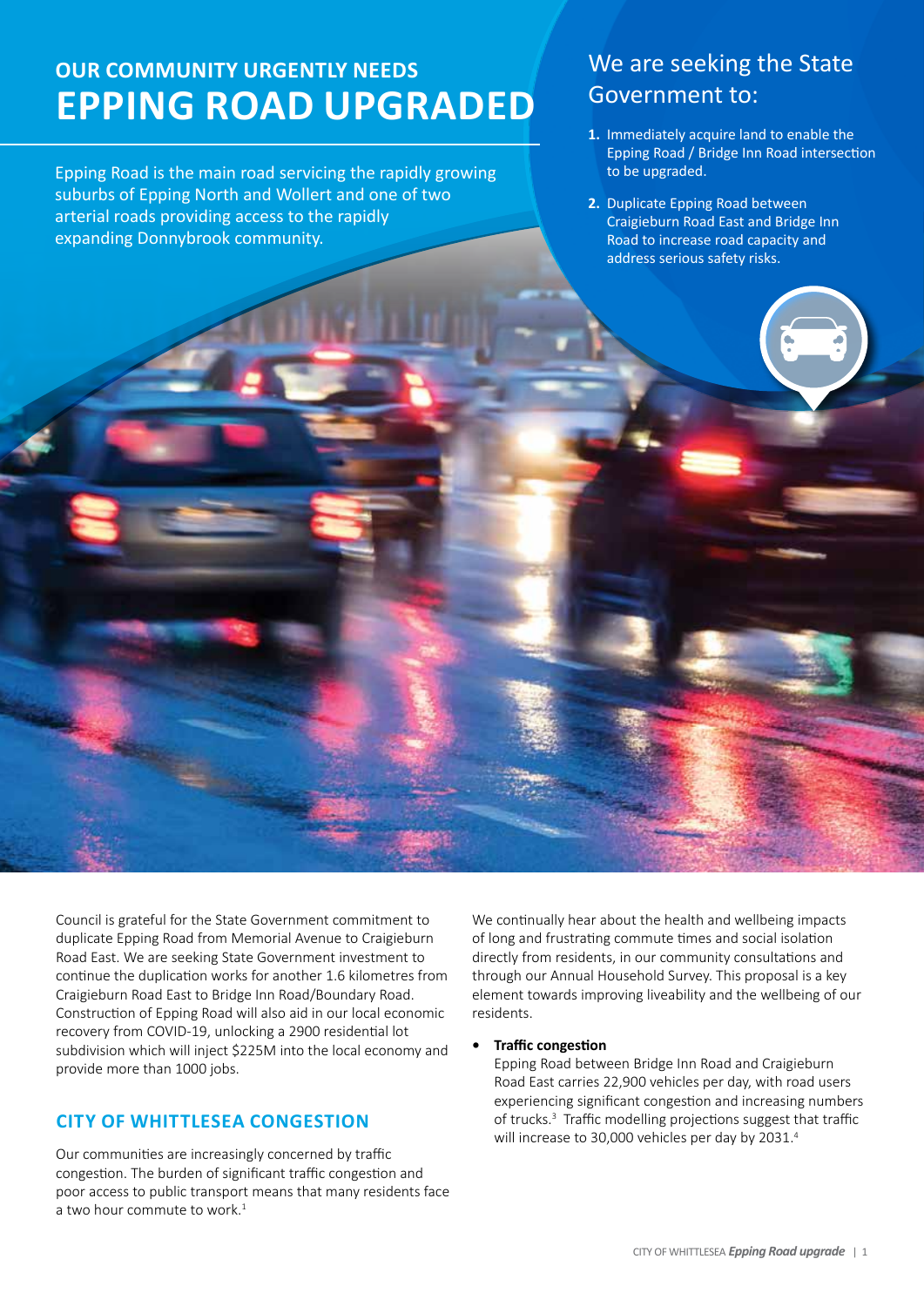# OUR COMMUNITY URGENTLY NEEDS EPPING ROAD UPGRADED

Epping Road is the main road servicing the rapidly growing suburbs of Epping North and Wollert and one of two arterial roads providing access to the rapidly expanding Donnybrook community.

## We are seeking the State Government to:

1. Immediately acquire land to enable the Epping Road / Bridge Inn Road intersection to be upgraded.
2. Duplicate Epping Road between Craigieburn Road East and Bridge Inn Road to increase road capacity and address serious safety risks.

Council is grateful for the State Government commitment to duplicate Epping Road from Memorial Avenue to Craigieburn Road East. We are seeking State Government investment to continue the duplication works for another 1.6 kilometres from Craigieburn Road East to Bridge Inn Road/Boundary Road. Construction of Epping Road will also aid in our local economic recovery from COVID-19, unlocking a 2900 residential lot subdivision which will inject $225M into the local economy and provide more than 1000 jobs.

## CITY OF WHITTLESEA CONGESTION

Our communities are increasingly concerned by traffic congestion. The burden of significant traffic congestion and poor access to public transport means that many residents face a two hour commute to work.[1]

We continually hear about the health and wellbeing impacts of long and frustrating commute times and social isolation directly from residents, in our community consultations and through our Annual Household Survey. This proposal is a key element towards improving liveability and the wellbeing of our residents.

- **Traffic congestion**
  Epping Road between Bridge Inn Road and Craigieburn Road East carries 22,900 vehicles per day, with road users experiencing significant congestion and increasing numbers of trucks.[3] Traffic modelling projections suggest that traffic will increase to 30,000 vehicles per day by 2031.[4]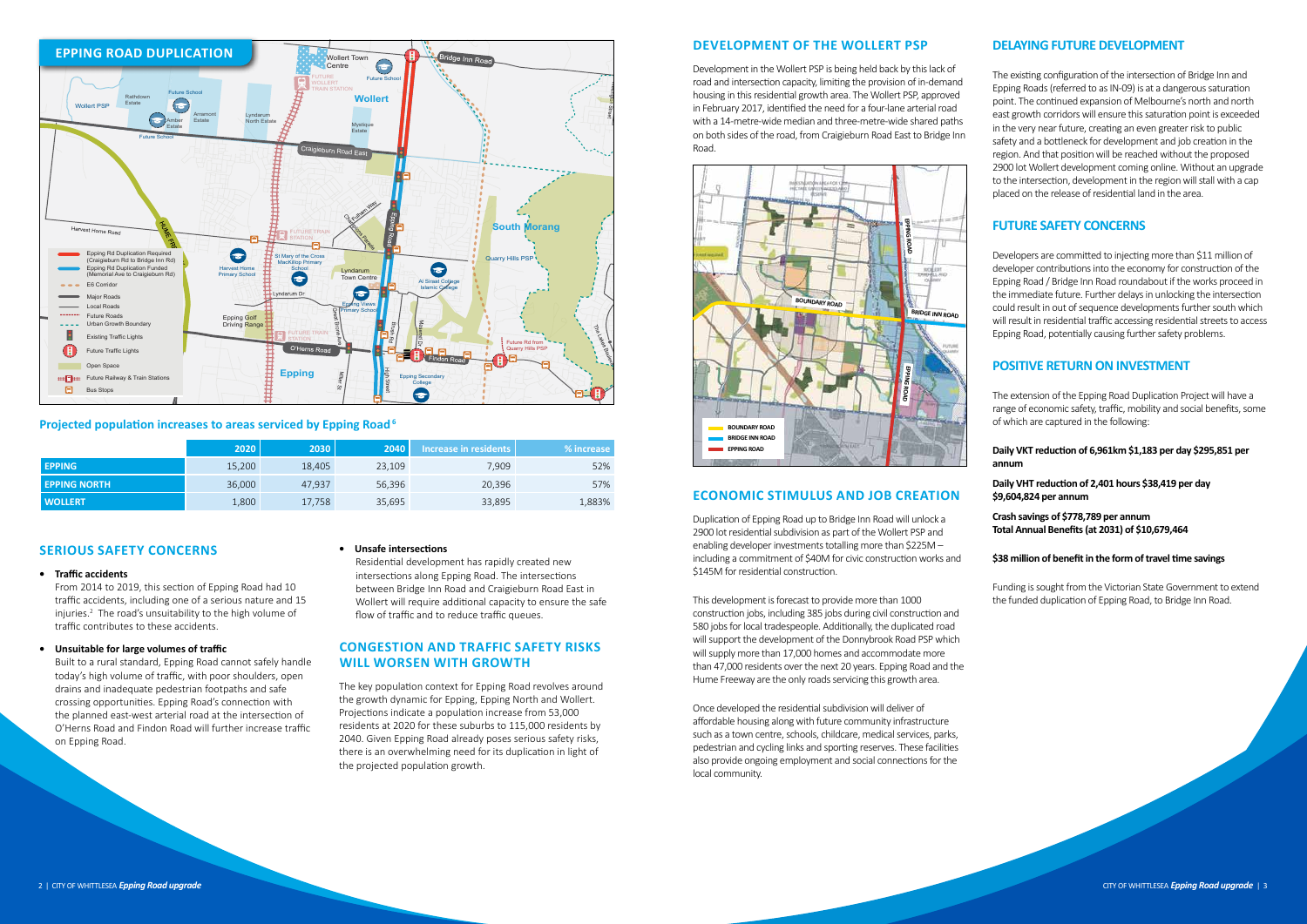## EPPING ROAD DUPLICATION

### Projected population increases to areas serviced by Epping Road[6]

| | 2020 | 2030 | 2040 | Increase in residents | % increase |
|---|---|---|---|---|---|
| EPPING | 15,200 | 18,405 | 23,109 | 7,909 | 52% |
| EPPING NORTH | 36,000 | 47,937 | 56,396 | 20,396 | 57% |
| WOLLERT | 1,800 | 17,758 | 35,695 | 33,895 | 1,883% |

## SERIOUS SAFETY CONCERNS

- **Traffic accidents**
  From 2014 to 2019, this section of Epping Road had 10 traffic accidents, including one of a serious nature and 15 injuries.[2] The road's unsuitability to the high volume of traffic contributes to these accidents.
- **Unsuitable for large volumes of traffic**
  Built to a rural standard, Epping Road cannot safely handle today's high volume of traffic, with poor shoulders, open drains and inadequate pedestrian footpaths and safe crossing opportunities. Epping Road's connection with the planned east-west arterial road at the intersection of O'Herns Road and Findon Road will further increase traffic on Epping Road.
- **Unsafe intersections**
  Residential development has rapidly created new intersections along Epping Road. The intersections between Bridge Inn Road and Craigieburn Road East in Wollert will require additional capacity to ensure the safe flow of traffic and to reduce traffic queues.

## CONGESTION AND TRAFFIC SAFETY RISKS WILL WORSEN WITH GROWTH

The key population context for Epping Road revolves around the growth dynamic for Epping, Epping North and Wollert. Projections indicate a population increase from 53,000 residents at 2020 for these suburbs to 115,000 residents by 2040. Given Epping Road already poses serious safety risks, there is an overwhelming need for its duplication in light of the projected population growth.

## DEVELOPMENT OF THE WOLLERT PSP

Development in the Wollert PSP is being held back by this lack of road and intersection capacity, limiting the provision of in-demand housing in this residential growth area. The Wollert PSP, approved in February 2017, identified the need for a four-lane arterial road with a 14-metre-wide median and three-metre-wide shared paths on both sides of the road, from Craigieburn Road East to Bridge Inn Road.

## ECONOMIC STIMULUS AND JOB CREATION

Duplication of Epping Road up to Bridge Inn Road will unlock a 2900 lot residential subdivision as part of the Wollert PSP and enabling developer investments totalling more than $225M – including a commitment of $40M for civic construction works and $145M for residential construction.

This development is forecast to provide more than 1000 construction jobs, including 385 jobs during civil construction and 580 jobs for local tradespeople. Additionally, the duplicated road will support the development of the Donnybrook Road PSP which will supply more than 17,000 homes and accommodate more than 47,000 residents over the next 20 years. Epping Road and the Hume Freeway are the only roads servicing this growth area.

Once developed the residential subdivision will deliver of affordable housing along with future community infrastructure such as a town centre, schools, childcare, medical services, parks, pedestrian and cycling links and sporting reserves. These facilities also provide ongoing employment and social connections for the local community.

## DELAYING FUTURE DEVELOPMENT

The existing configuration of the intersection of Bridge Inn and Epping Roads (referred to as IN-09) is at a dangerous saturation point. The continued expansion of Melbourne's north and north east growth corridors will ensure this saturation point is exceeded in the very near future, creating an even greater risk to public safety and a bottleneck for development and job creation in the region. And that position will be reached without the proposed 2900 lot Wollert development coming online. Without an upgrade to the intersection, development in the region will stall with a cap placed on the release of residential land in the area.

## FUTURE SAFETY CONCERNS

Developers are committed to injecting more than $11 million of developer contributions into the economy for construction of the Epping Road / Bridge Inn Road roundabout if the works proceed in the immediate future. Further delays in unlocking the intersection could result in out of sequence developments further south which will result in residential traffic accessing residential streets to access Epping Road, potentially causing further safety problems.

## POSITIVE RETURN ON INVESTMENT

The extension of the Epping Road Duplication Project will have a range of economic safety, traffic, mobility and social benefits, some of which are captured in the following:

**Daily VKT reduction of 6,961km $1,183 per day $295,851 per annum**

**Daily VHT reduction of 2,401 hours $38,419 per day $9,604,824 per annum**

**Crash savings of $778,789 per annum**
**Total Annual Benefits (at 2031) of $10,679,464**

**$38 million of benefit in the form of travel time savings**

Funding is sought from the Victorian State Government to extend the funded duplication of Epping Road, to Bridge Inn Road.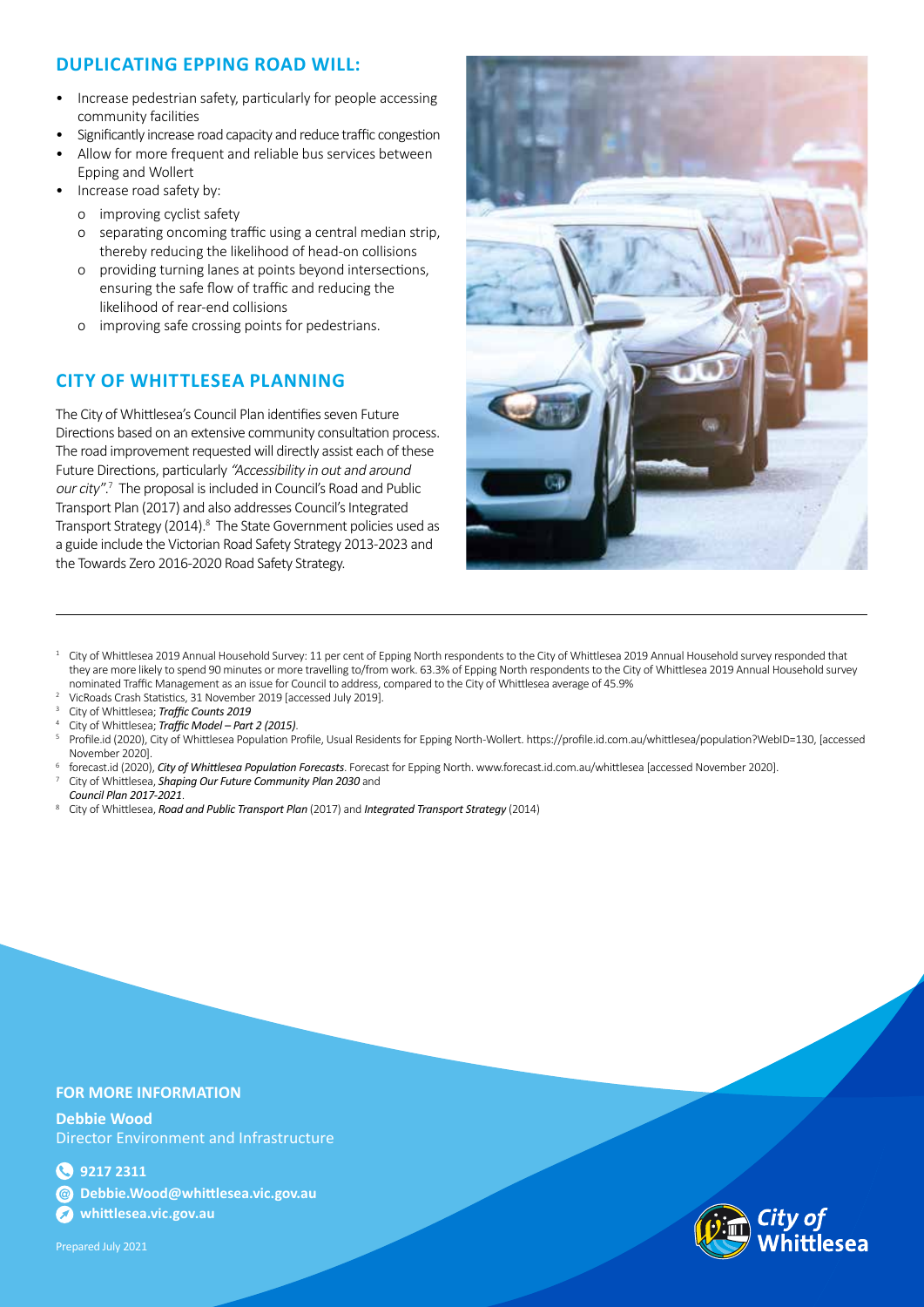## DUPLICATING EPPING ROAD WILL:

- Increase pedestrian safety, particularly for people accessing community facilities
- Significantly increase road capacity and reduce traffic congestion
- Allow for more frequent and reliable bus services between Epping and Wollert
- Increase road safety by:
  - improving cyclist safety
  - separating oncoming traffic using a central median strip, thereby reducing the likelihood of head-on collisions
  - providing turning lanes at points beyond intersections, ensuring the safe flow of traffic and reducing the likelihood of rear-end collisions
  - improving safe crossing points for pedestrians.

## CITY OF WHITTLESEA PLANNING

The City of Whittlesea's Council Plan identifies seven Future Directions based on an extensive community consultation process. The road improvement requested will directly assist each of these Future Directions, particularly *"Accessibility in out and around our city"*.[7] The proposal is included in Council's Road and Public Transport Plan (2017) and also addresses Council's Integrated Transport Strategy (2014).[8] The State Government policies used as a guide include the Victorian Road Safety Strategy 2013-2023 and the Towards Zero 2016-2020 Road Safety Strategy.

---

[1] City of Whittlesea 2019 Annual Household Survey: 11 per cent of Epping North respondents to the City of Whittlesea 2019 Annual Household survey responded that they are more likely to spend 90 minutes or more travelling to/from work. 63.3% of Epping North respondents to the City of Whittlesea 2019 Annual Household survey nominated Traffic Management as an issue for Council to address, compared to the City of Whittlesea average of 45.9%

[2] VicRoads Crash Statistics, 31 November 2019 [accessed July 2019].

[3] City of Whittlesea; ***Traffic Counts 2019***

[4] City of Whittlesea; ***Traffic Model – Part 2 (2015)***.

[5] Profile.id (2020), City of Whittlesea Population Profile, Usual Residents for Epping North-Wollert. https://profile.id.com.au/whittlesea/population?WebID=130, [accessed November 2020].

[6] forecast.id (2020), ***City of Whittlesea Population Forecasts***. Forecast for Epping North. www.forecast.id.com.au/whittlesea [accessed November 2020].

[7] City of Whittlesea, ***Shaping Our Future Community Plan 2030*** and ***Council Plan 2017-2021***.

[8] City of Whittlesea, ***Road and Public Transport Plan*** (2017) and ***Integrated Transport Strategy*** (2014)

**FOR MORE INFORMATION**

**Debbie Wood**
Director Environment and Infrastructure

**9217 2311**
**Debbie.Wood@whittlesea.vic.gov.au**
**whittlesea.vic.gov.au**

Prepared July 2021

City of Whittlesea